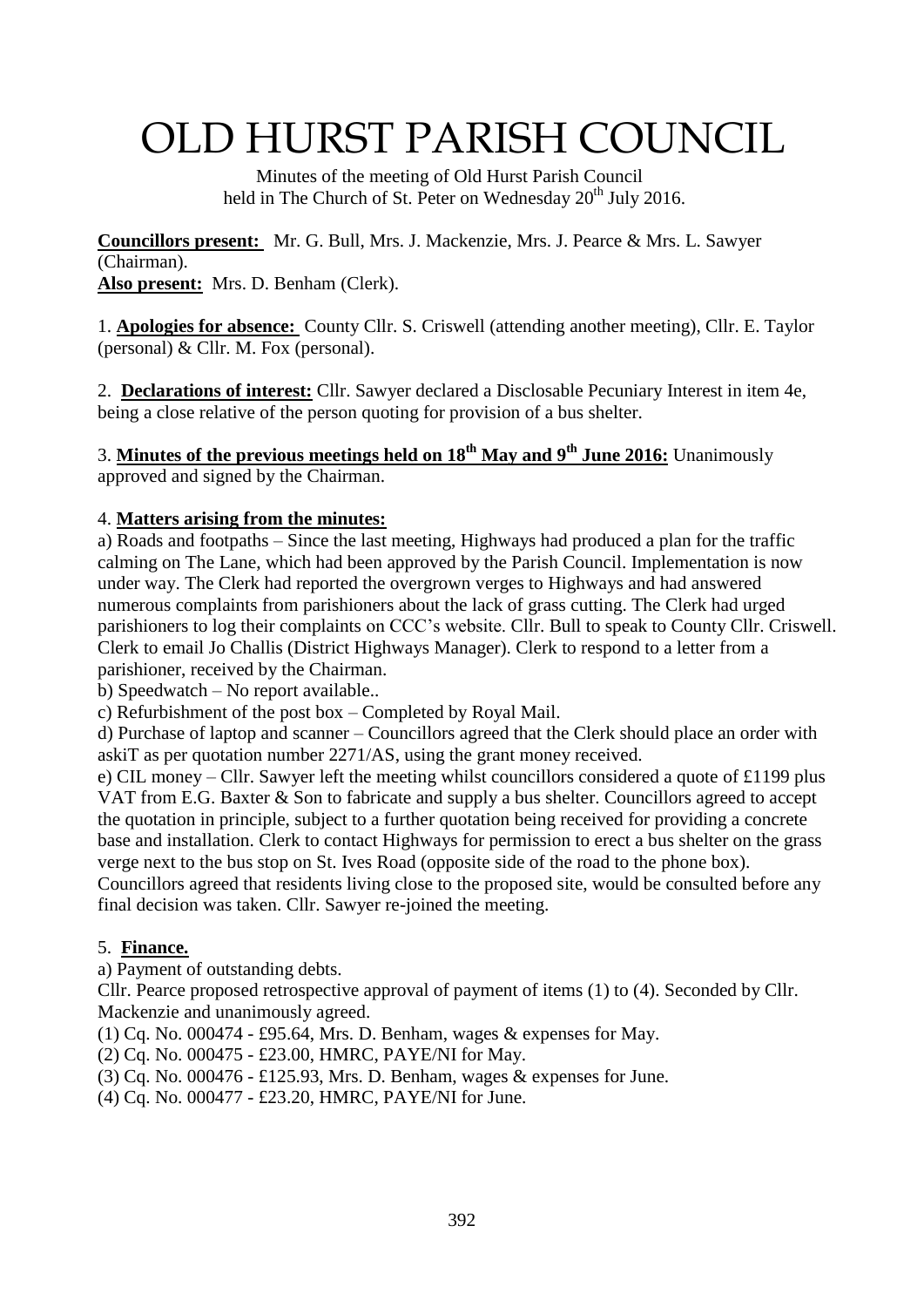# OLD HURST PARISH COUNCIL

Minutes of the meeting of Old Hurst Parish Council
held in The Church of St. Peter on Wednesday 20th July 2016.

**Councillors present:** Mr. G. Bull, Mrs. J. Mackenzie, Mrs. J. Pearce & Mrs. L. Sawyer (Chairman).
**Also present:** Mrs. D. Benham (Clerk).

1. **Apologies for absence:** County Cllr. S. Criswell (attending another meeting), Cllr. E. Taylor (personal) & Cllr. M. Fox (personal).

2. **Declarations of interest:** Cllr. Sawyer declared a Disclosable Pecuniary Interest in item 4e, being a close relative of the person quoting for provision of a bus shelter.

3. **Minutes of the previous meetings held on 18th May and 9th June 2016:** Unanimously approved and signed by the Chairman.

4. **Matters arising from the minutes:**

a) Roads and footpaths – Since the last meeting, Highways had produced a plan for the traffic calming on The Lane, which had been approved by the Parish Council. Implementation is now under way. The Clerk had reported the overgrown verges to Highways and had answered numerous complaints from parishioners about the lack of grass cutting. The Clerk had urged parishioners to log their complaints on CCC's website. Cllr. Bull to speak to County Cllr. Criswell. Clerk to email Jo Challis (District Highways Manager). Clerk to respond to a letter from a parishioner, received by the Chairman.

b) Speedwatch – No report available..

c) Refurbishment of the post box – Completed by Royal Mail.

d) Purchase of laptop and scanner – Councillors agreed that the Clerk should place an order with askiT as per quotation number 2271/AS, using the grant money received.

e) CIL money – Cllr. Sawyer left the meeting whilst councillors considered a quote of £1199 plus VAT from E.G. Baxter & Son to fabricate and supply a bus shelter. Councillors agreed to accept the quotation in principle, subject to a further quotation being received for providing a concrete base and installation. Clerk to contact Highways for permission to erect a bus shelter on the grass verge next to the bus stop on St. Ives Road (opposite side of the road to the phone box). Councillors agreed that residents living close to the proposed site, would be consulted before any final decision was taken. Cllr. Sawyer re-joined the meeting.

5. **Finance.**

a) Payment of outstanding debts.

Cllr. Pearce proposed retrospective approval of payment of items (1) to (4). Seconded by Cllr. Mackenzie and unanimously agreed.

(1) Cq. No. 000474 - £95.64, Mrs. D. Benham, wages & expenses for May.
(2) Cq. No. 000475 - £23.00, HMRC, PAYE/NI for May.
(3) Cq. No. 000476 - £125.93, Mrs. D. Benham, wages & expenses for June.
(4) Cq. No. 000477 - £23.20, HMRC, PAYE/NI for June.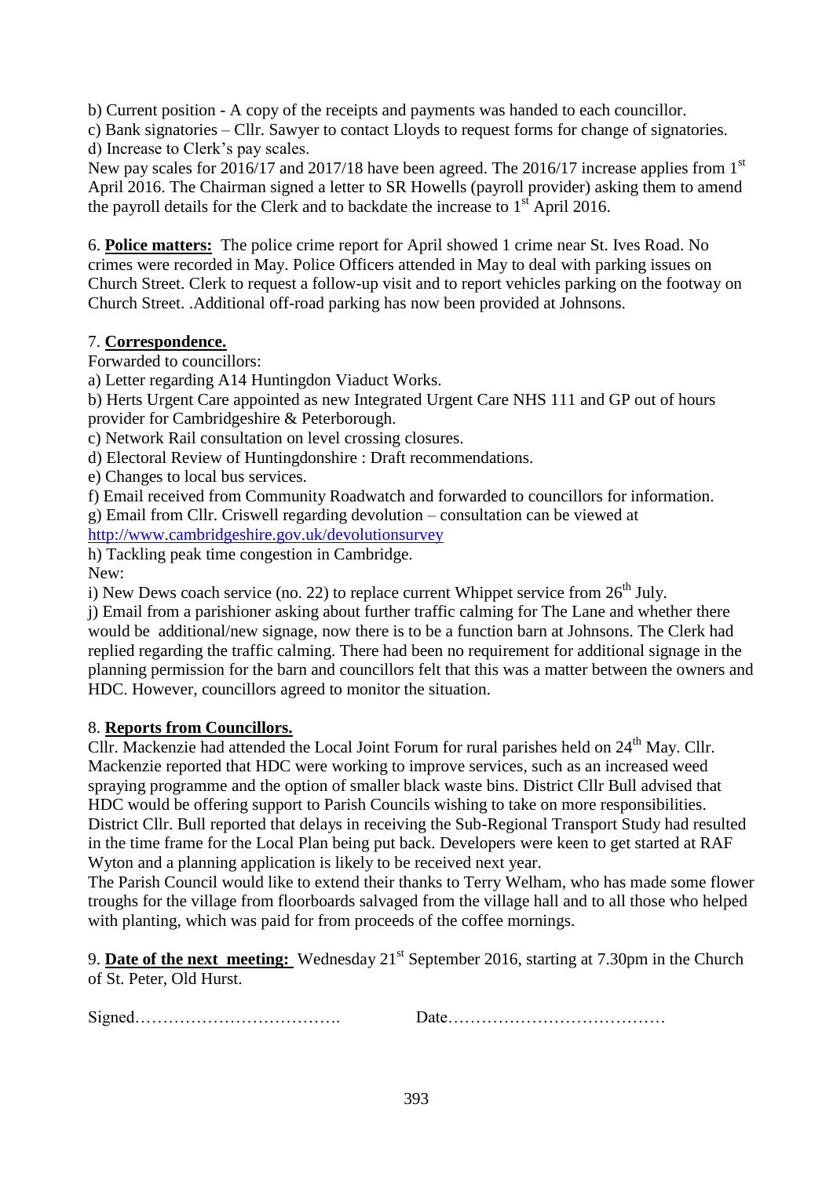b) Current position - A copy of the receipts and payments was handed to each councillor.
c) Bank signatories – Cllr. Sawyer to contact Lloyds to request forms for change of signatories.
d) Increase to Clerk's pay scales.
New pay scales for 2016/17 and 2017/18 have been agreed. The 2016/17 increase applies from 1st April 2016. The Chairman signed a letter to SR Howells (payroll provider) asking them to amend the payroll details for the Clerk and to backdate the increase to 1st April 2016.

6. **Police matters:** The police crime report for April showed 1 crime near St. Ives Road. No crimes were recorded in May. Police Officers attended in May to deal with parking issues on Church Street. Clerk to request a follow-up visit and to report vehicles parking on the footway on Church Street. .Additional off-road parking has now been provided at Johnsons.

7. **Correspondence.**
Forwarded to councillors:
a) Letter regarding A14 Huntingdon Viaduct Works.
b) Herts Urgent Care appointed as new Integrated Urgent Care NHS 111 and GP out of hours provider for Cambridgeshire & Peterborough.
c) Network Rail consultation on level crossing closures.
d) Electoral Review of Huntingdonshire : Draft recommendations.
e) Changes to local bus services.
f) Email received from Community Roadwatch and forwarded to councillors for information.
g) Email from Cllr. Criswell regarding devolution – consultation can be viewed at http://www.cambridgeshire.gov.uk/devolutionsurvey
h) Tackling peak time congestion in Cambridge.
New:
i) New Dews coach service (no. 22) to replace current Whippet service from 26th July.
j) Email from a parishioner asking about further traffic calming for The Lane and whether there would be additional/new signage, now there is to be a function barn at Johnsons. The Clerk had replied regarding the traffic calming. There had been no requirement for additional signage in the planning permission for the barn and councillors felt that this was a matter between the owners and HDC. However, councillors agreed to monitor the situation.

8. **Reports from Councillors.**
Cllr. Mackenzie had attended the Local Joint Forum for rural parishes held on 24th May. Cllr. Mackenzie reported that HDC were working to improve services, such as an increased weed spraying programme and the option of smaller black waste bins. District Cllr Bull advised that HDC would be offering support to Parish Councils wishing to take on more responsibilities. District Cllr. Bull reported that delays in receiving the Sub-Regional Transport Study had resulted in the time frame for the Local Plan being put back. Developers were keen to get started at RAF Wyton and a planning application is likely to be received next year.
The Parish Council would like to extend their thanks to Terry Welham, who has made some flower troughs for the village from floorboards salvaged from the village hall and to all those who helped with planting, which was paid for from proceeds of the coffee mornings.

9. **Date of the next meeting:** Wednesday 21st September 2016, starting at 7.30pm in the Church of St. Peter, Old Hurst.

Signed………………………………. Date…………………………………